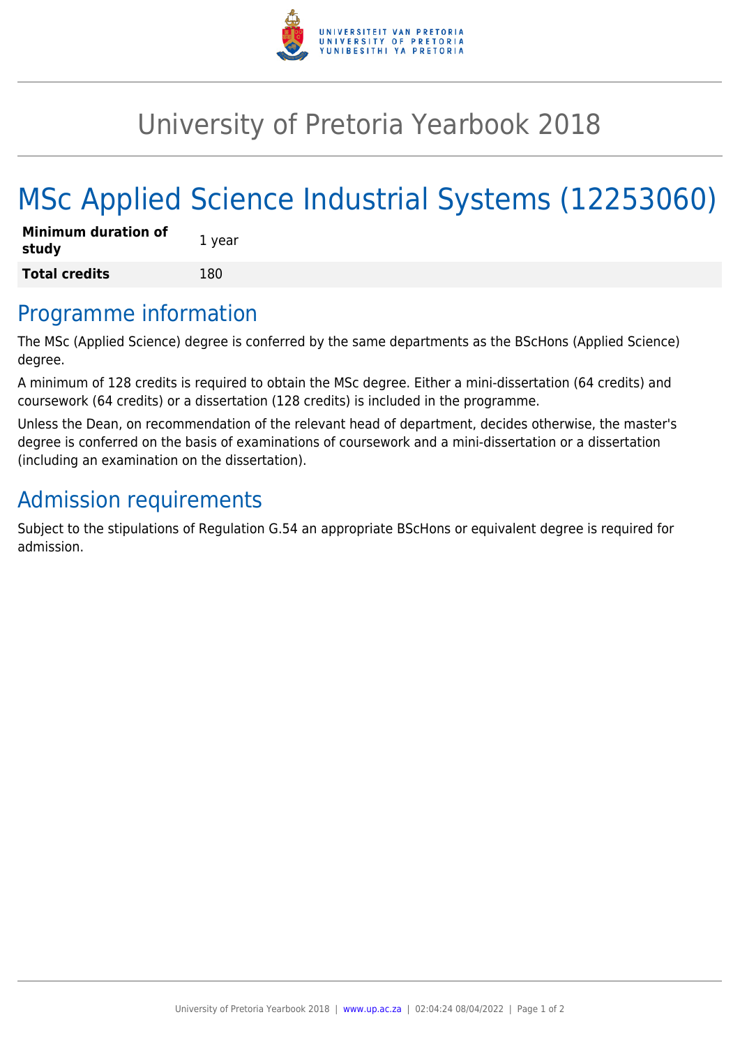# University of Pretoria Yearbook 2018

# MSc Applied Science Industrial Systems (12253060)

| | |
|---|---|
| **Minimum duration of study** | 1 year |
| **Total credits** | 180 |

## Programme information

The MSc (Applied Science) degree is conferred by the same departments as the BScHons (Applied Science) degree.

A minimum of 128 credits is required to obtain the MSc degree. Either a mini-dissertation (64 credits) and coursework (64 credits) or a dissertation (128 credits) is included in the programme.

Unless the Dean, on recommendation of the relevant head of department, decides otherwise, the master's degree is conferred on the basis of examinations of coursework and a mini-dissertation or a dissertation (including an examination on the dissertation).

## Admission requirements

Subject to the stipulations of Regulation G.54 an appropriate BScHons or equivalent degree is required for admission.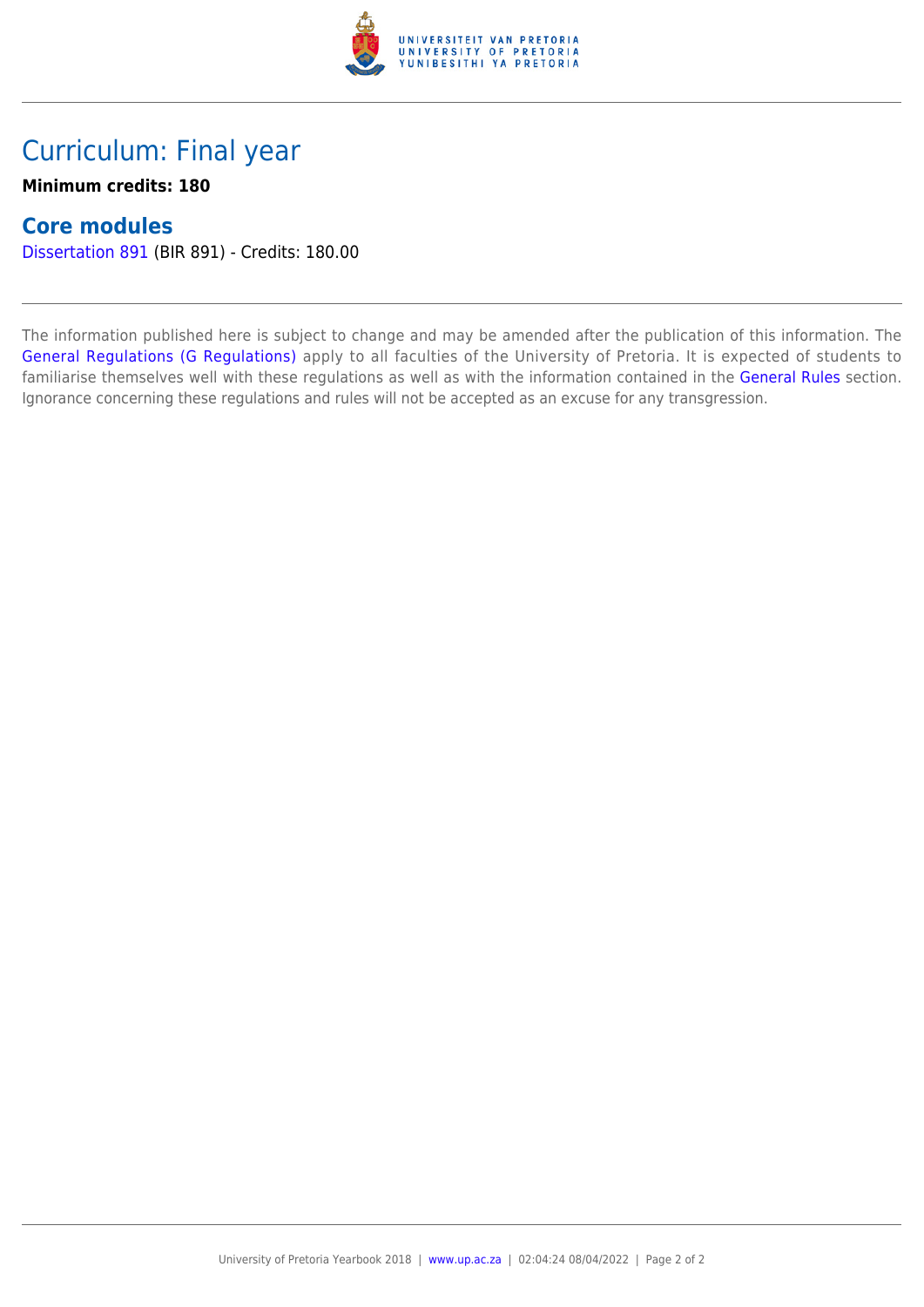## Curriculum: Final year

**Minimum credits: 180**

### Core modules

Dissertation 891 (BIR 891) - Credits: 180.00

The information published here is subject to change and may be amended after the publication of this information. The General Regulations (G Regulations) apply to all faculties of the University of Pretoria. It is expected of students to familiarise themselves well with these regulations as well as with the information contained in the General Rules section. Ignorance concerning these regulations and rules will not be accepted as an excuse for any transgression.